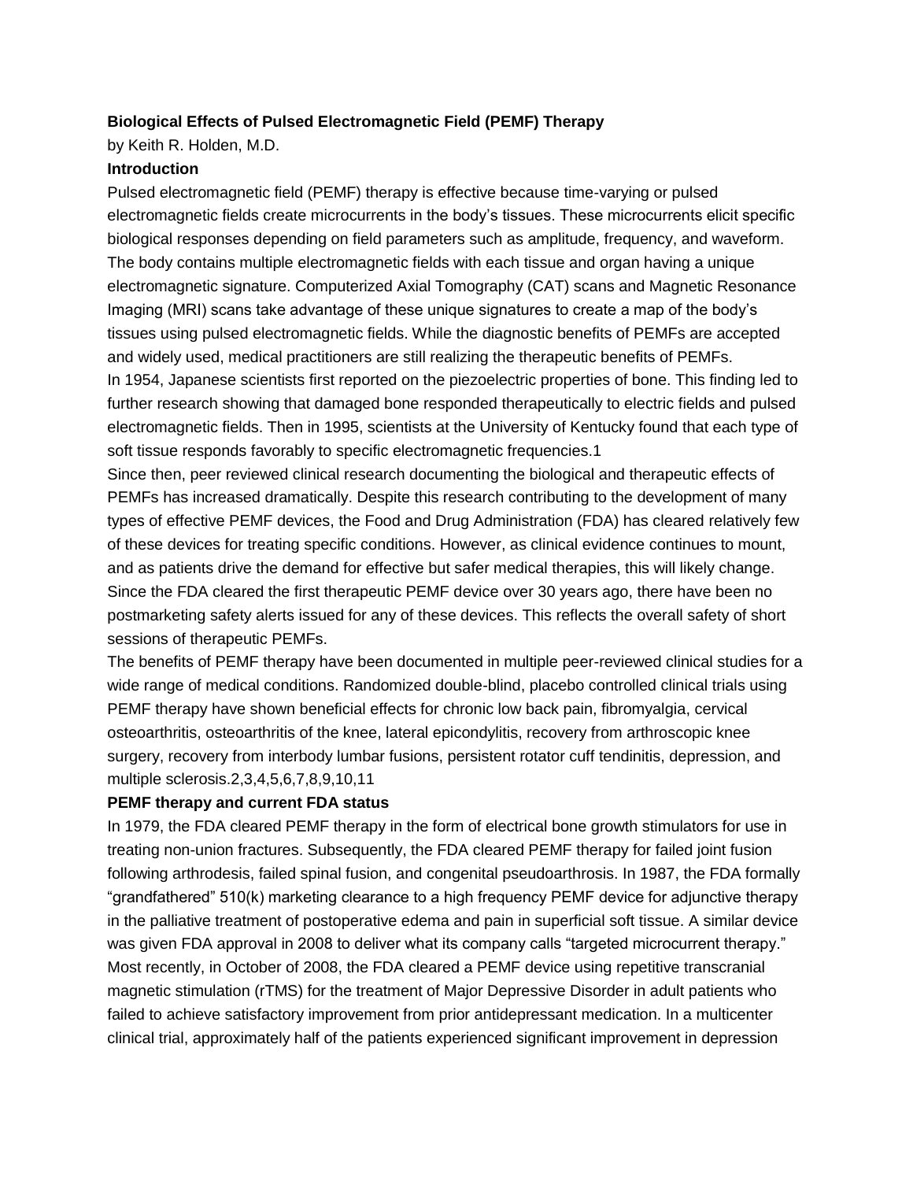**Biological Effects of Pulsed Electromagnetic Field (PEMF) Therapy**

by Keith R. Holden, M.D.

**Introduction**

Pulsed electromagnetic field (PEMF) therapy is effective because time-varying or pulsed electromagnetic fields create microcurrents in the body's tissues. These microcurrents elicit specific biological responses depending on field parameters such as amplitude, frequency, and waveform. The body contains multiple electromagnetic fields with each tissue and organ having a unique electromagnetic signature. Computerized Axial Tomography (CAT) scans and Magnetic Resonance Imaging (MRI) scans take advantage of these unique signatures to create a map of the body's tissues using pulsed electromagnetic fields. While the diagnostic benefits of PEMFs are accepted and widely used, medical practitioners are still realizing the therapeutic benefits of PEMFs.

In 1954, Japanese scientists first reported on the piezoelectric properties of bone. This finding led to further research showing that damaged bone responded therapeutically to electric fields and pulsed electromagnetic fields. Then in 1995, scientists at the University of Kentucky found that each type of soft tissue responds favorably to specific electromagnetic frequencies.[1]

Since then, peer reviewed clinical research documenting the biological and therapeutic effects of PEMFs has increased dramatically. Despite this research contributing to the development of many types of effective PEMF devices, the Food and Drug Administration (FDA) has cleared relatively few of these devices for treating specific conditions. However, as clinical evidence continues to mount, and as patients drive the demand for effective but safer medical therapies, this will likely change. Since the FDA cleared the first therapeutic PEMF device over 30 years ago, there have been no postmarketing safety alerts issued for any of these devices. This reflects the overall safety of short sessions of therapeutic PEMFs.

The benefits of PEMF therapy have been documented in multiple peer-reviewed clinical studies for a wide range of medical conditions. Randomized double-blind, placebo controlled clinical trials using PEMF therapy have shown beneficial effects for chronic low back pain, fibromyalgia, cervical osteoarthritis, osteoarthritis of the knee, lateral epicondylitis, recovery from arthroscopic knee surgery, recovery from interbody lumbar fusions, persistent rotator cuff tendinitis, depression, and multiple sclerosis.[2,3,4,5,6,7,8,9,10,11]

**PEMF therapy and current FDA status**

In 1979, the FDA cleared PEMF therapy in the form of electrical bone growth stimulators for use in treating non-union fractures. Subsequently, the FDA cleared PEMF therapy for failed joint fusion following arthrodesis, failed spinal fusion, and congenital pseudoarthrosis. In 1987, the FDA formally "grandfathered" 510(k) marketing clearance to a high frequency PEMF device for adjunctive therapy in the palliative treatment of postoperative edema and pain in superficial soft tissue. A similar device was given FDA approval in 2008 to deliver what its company calls "targeted microcurrent therapy." Most recently, in October of 2008, the FDA cleared a PEMF device using repetitive transcranial magnetic stimulation (rTMS) for the treatment of Major Depressive Disorder in adult patients who failed to achieve satisfactory improvement from prior antidepressant medication. In a multicenter clinical trial, approximately half of the patients experienced significant improvement in depression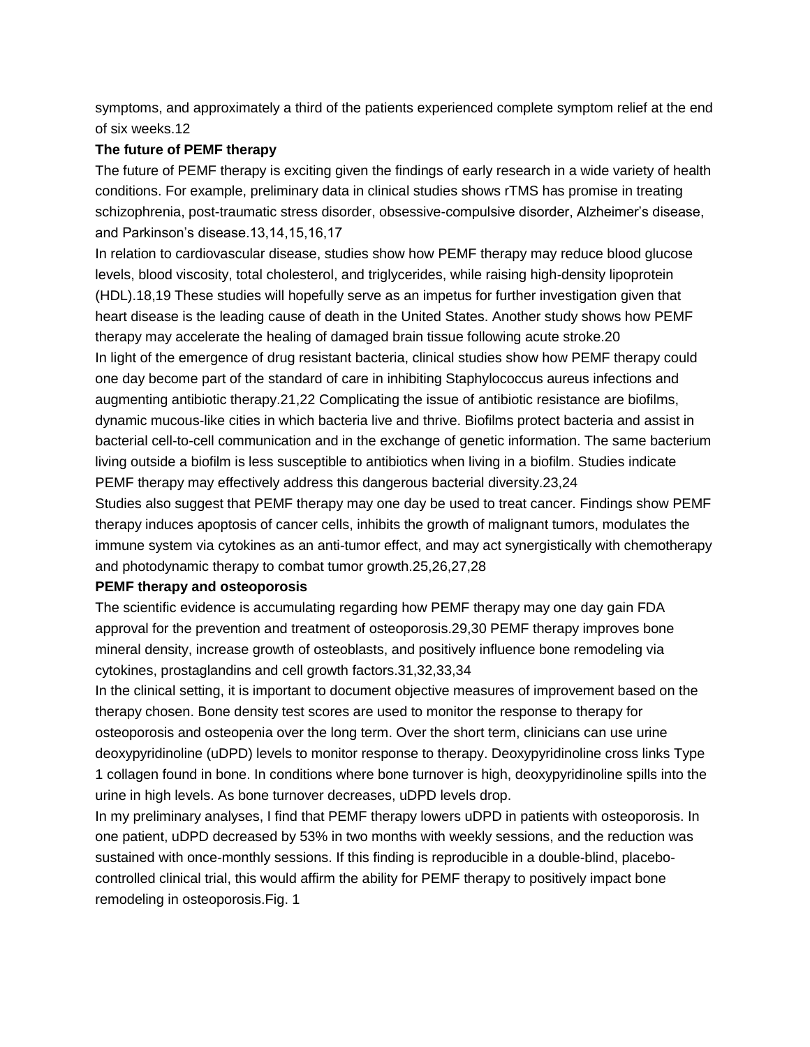symptoms, and approximately a third of the patients experienced complete symptom relief at the end of six weeks.[12]

**The future of PEMF therapy**

The future of PEMF therapy is exciting given the findings of early research in a wide variety of health conditions. For example, preliminary data in clinical studies shows rTMS has promise in treating schizophrenia, post-traumatic stress disorder, obsessive-compulsive disorder, Alzheimer's disease, and Parkinson's disease.[13,14,15,16,17]

In relation to cardiovascular disease, studies show how PEMF therapy may reduce blood glucose levels, blood viscosity, total cholesterol, and triglycerides, while raising high-density lipoprotein (HDL).[18,19] These studies will hopefully serve as an impetus for further investigation given that heart disease is the leading cause of death in the United States. Another study shows how PEMF therapy may accelerate the healing of damaged brain tissue following acute stroke.[20]

In light of the emergence of drug resistant bacteria, clinical studies show how PEMF therapy could one day become part of the standard of care in inhibiting Staphylococcus aureus infections and augmenting antibiotic therapy.[21,22] Complicating the issue of antibiotic resistance are biofilms, dynamic mucous-like cities in which bacteria live and thrive. Biofilms protect bacteria and assist in bacterial cell-to-cell communication and in the exchange of genetic information. The same bacterium living outside a biofilm is less susceptible to antibiotics when living in a biofilm. Studies indicate PEMF therapy may effectively address this dangerous bacterial diversity.[23,24]

Studies also suggest that PEMF therapy may one day be used to treat cancer. Findings show PEMF therapy induces apoptosis of cancer cells, inhibits the growth of malignant tumors, modulates the immune system via cytokines as an anti-tumor effect, and may act synergistically with chemotherapy and photodynamic therapy to combat tumor growth.[25,26,27,28]

**PEMF therapy and osteoporosis**

The scientific evidence is accumulating regarding how PEMF therapy may one day gain FDA approval for the prevention and treatment of osteoporosis.[29,30] PEMF therapy improves bone mineral density, increase growth of osteoblasts, and positively influence bone remodeling via cytokines, prostaglandins and cell growth factors.[31,32,33,34]

In the clinical setting, it is important to document objective measures of improvement based on the therapy chosen. Bone density test scores are used to monitor the response to therapy for osteoporosis and osteopenia over the long term. Over the short term, clinicians can use urine deoxypyridinoline (uDPD) levels to monitor response to therapy. Deoxypyridinoline cross links Type 1 collagen found in bone. In conditions where bone turnover is high, deoxypyridinoline spills into the urine in high levels. As bone turnover decreases, uDPD levels drop.

In my preliminary analyses, I find that PEMF therapy lowers uDPD in patients with osteoporosis. In one patient, uDPD decreased by 53% in two months with weekly sessions, and the reduction was sustained with once-monthly sessions. If this finding is reproducible in a double-blind, placebo-controlled clinical trial, this would affirm the ability for PEMF therapy to positively impact bone remodeling in osteoporosis.Fig. 1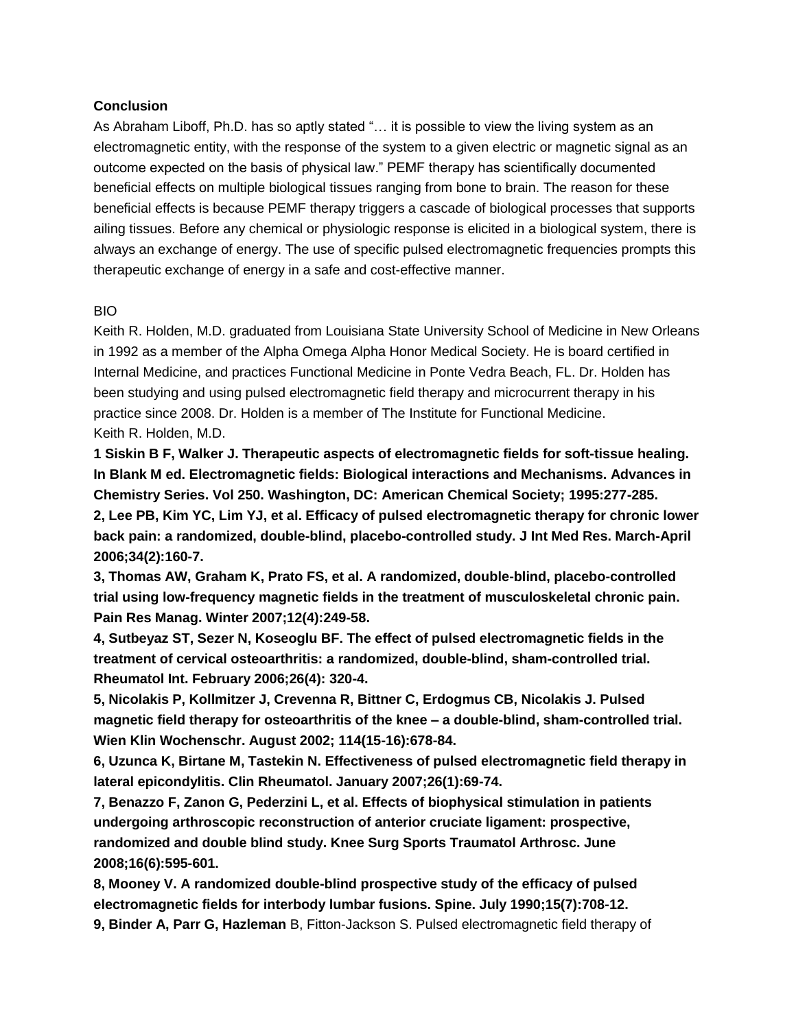**Conclusion**

As Abraham Liboff, Ph.D. has so aptly stated "… it is possible to view the living system as an electromagnetic entity, with the response of the system to a given electric or magnetic signal as an outcome expected on the basis of physical law." PEMF therapy has scientifically documented beneficial effects on multiple biological tissues ranging from bone to brain. The reason for these beneficial effects is because PEMF therapy triggers a cascade of biological processes that supports ailing tissues. Before any chemical or physiologic response is elicited in a biological system, there is always an exchange of energy. The use of specific pulsed electromagnetic frequencies prompts this therapeutic exchange of energy in a safe and cost-effective manner.

BIO

Keith R. Holden, M.D. graduated from Louisiana State University School of Medicine in New Orleans in 1992 as a member of the Alpha Omega Alpha Honor Medical Society. He is board certified in Internal Medicine, and practices Functional Medicine in Ponte Vedra Beach, FL. Dr. Holden has been studying and using pulsed electromagnetic field therapy and microcurrent therapy in his practice since 2008. Dr. Holden is a member of The Institute for Functional Medicine.
Keith R. Holden, M.D.

**1 Siskin B F, Walker J. Therapeutic aspects of electromagnetic fields for soft-tissue healing. In Blank M ed. Electromagnetic fields: Biological interactions and Mechanisms. Advances in Chemistry Series. Vol 250. Washington, DC: American Chemical Society; 1995:277-285.**

**2, Lee PB, Kim YC, Lim YJ, et al. Efficacy of pulsed electromagnetic therapy for chronic lower back pain: a randomized, double-blind, placebo-controlled study. J Int Med Res. March-April 2006;34(2):160-7.**

**3, Thomas AW, Graham K, Prato FS, et al. A randomized, double-blind, placebo-controlled trial using low-frequency magnetic fields in the treatment of musculoskeletal chronic pain. Pain Res Manag. Winter 2007;12(4):249-58.**

**4, Sutbeyaz ST, Sezer N, Koseoglu BF. The effect of pulsed electromagnetic fields in the treatment of cervical osteoarthritis: a randomized, double-blind, sham-controlled trial. Rheumatol Int. February 2006;26(4): 320-4.**

**5, Nicolakis P, Kollmitzer J, Crevenna R, Bittner C, Erdogmus CB, Nicolakis J. Pulsed magnetic field therapy for osteoarthritis of the knee – a double-blind, sham-controlled trial. Wien Klin Wochenschr. August 2002; 114(15-16):678-84.**

**6, Uzunca K, Birtane M, Tastekin N. Effectiveness of pulsed electromagnetic field therapy in lateral epicondylitis. Clin Rheumatol. January 2007;26(1):69-74.**

**7, Benazzo F, Zanon G, Pederzini L, et al. Effects of biophysical stimulation in patients undergoing arthroscopic reconstruction of anterior cruciate ligament: prospective, randomized and double blind study. Knee Surg Sports Traumatol Arthrosc. June 2008;16(6):595-601.**

**8, Mooney V. A randomized double-blind prospective study of the efficacy of pulsed electromagnetic fields for interbody lumbar fusions. Spine. July 1990;15(7):708-12.**

**9, Binder A, Parr G, Hazleman** B, Fitton-Jackson S. Pulsed electromagnetic field therapy of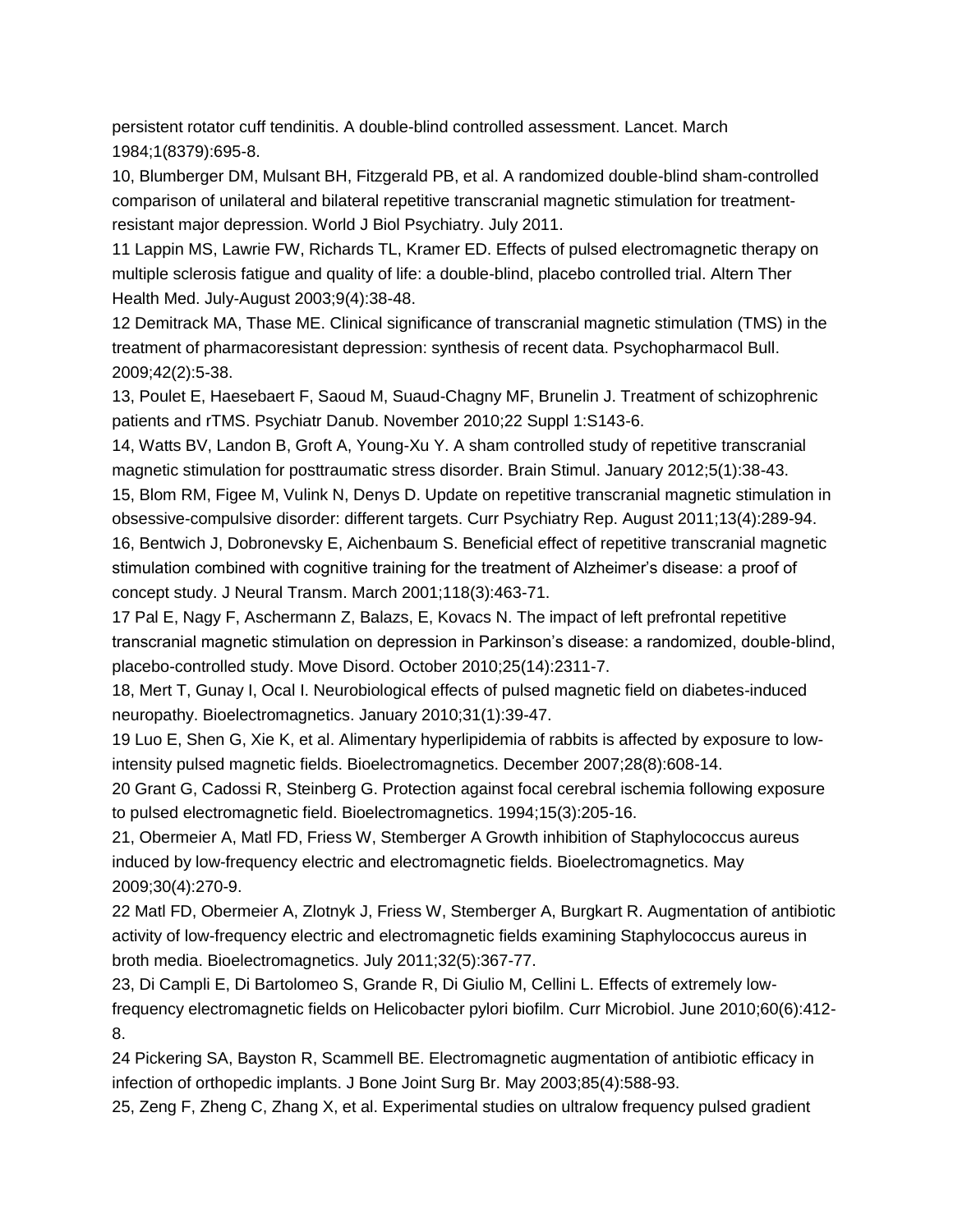persistent rotator cuff tendinitis. A double-blind controlled assessment. Lancet. March 1984;1(8379):695-8.

10, Blumberger DM, Mulsant BH, Fitzgerald PB, et al. A randomized double-blind sham-controlled comparison of unilateral and bilateral repetitive transcranial magnetic stimulation for treatment-resistant major depression. World J Biol Psychiatry. July 2011.

11 Lappin MS, Lawrie FW, Richards TL, Kramer ED. Effects of pulsed electromagnetic therapy on multiple sclerosis fatigue and quality of life: a double-blind, placebo controlled trial. Altern Ther Health Med. July-August 2003;9(4):38-48.

12 Demitrack MA, Thase ME. Clinical significance of transcranial magnetic stimulation (TMS) in the treatment of pharmacoresistant depression: synthesis of recent data. Psychopharmacol Bull. 2009;42(2):5-38.

13, Poulet E, Haesebaert F, Saoud M, Suaud-Chagny MF, Brunelin J. Treatment of schizophrenic patients and rTMS. Psychiatr Danub. November 2010;22 Suppl 1:S143-6.

14, Watts BV, Landon B, Groft A, Young-Xu Y. A sham controlled study of repetitive transcranial magnetic stimulation for posttraumatic stress disorder. Brain Stimul. January 2012;5(1):38-43.

15, Blom RM, Figee M, Vulink N, Denys D. Update on repetitive transcranial magnetic stimulation in obsessive-compulsive disorder: different targets. Curr Psychiatry Rep. August 2011;13(4):289-94.

16, Bentwich J, Dobronevsky E, Aichenbaum S. Beneficial effect of repetitive transcranial magnetic stimulation combined with cognitive training for the treatment of Alzheimer's disease: a proof of concept study. J Neural Transm. March 2001;118(3):463-71.

17 Pal E, Nagy F, Aschermann Z, Balazs, E, Kovacs N. The impact of left prefrontal repetitive transcranial magnetic stimulation on depression in Parkinson's disease: a randomized, double-blind, placebo-controlled study. Move Disord. October 2010;25(14):2311-7.

18, Mert T, Gunay I, Ocal I. Neurobiological effects of pulsed magnetic field on diabetes-induced neuropathy. Bioelectromagnetics. January 2010;31(1):39-47.

19 Luo E, Shen G, Xie K, et al. Alimentary hyperlipidemia of rabbits is affected by exposure to low-intensity pulsed magnetic fields. Bioelectromagnetics. December 2007;28(8):608-14.

20 Grant G, Cadossi R, Steinberg G. Protection against focal cerebral ischemia following exposure to pulsed electromagnetic field. Bioelectromagnetics. 1994;15(3):205-16.

21, Obermeier A, Matl FD, Friess W, Stemberger A Growth inhibition of Staphylococcus aureus induced by low-frequency electric and electromagnetic fields. Bioelectromagnetics. May 2009;30(4):270-9.

22 Matl FD, Obermeier A, Zlotnyk J, Friess W, Stemberger A, Burgkart R. Augmentation of antibiotic activity of low-frequency electric and electromagnetic fields examining Staphylococcus aureus in broth media. Bioelectromagnetics. July 2011;32(5):367-77.

23, Di Campli E, Di Bartolomeo S, Grande R, Di Giulio M, Cellini L. Effects of extremely low-frequency electromagnetic fields on Helicobacter pylori biofilm. Curr Microbiol. June 2010;60(6):412-8.

24 Pickering SA, Bayston R, Scammell BE. Electromagnetic augmentation of antibiotic efficacy in infection of orthopedic implants. J Bone Joint Surg Br. May 2003;85(4):588-93.

25, Zeng F, Zheng C, Zhang X, et al. Experimental studies on ultralow frequency pulsed gradient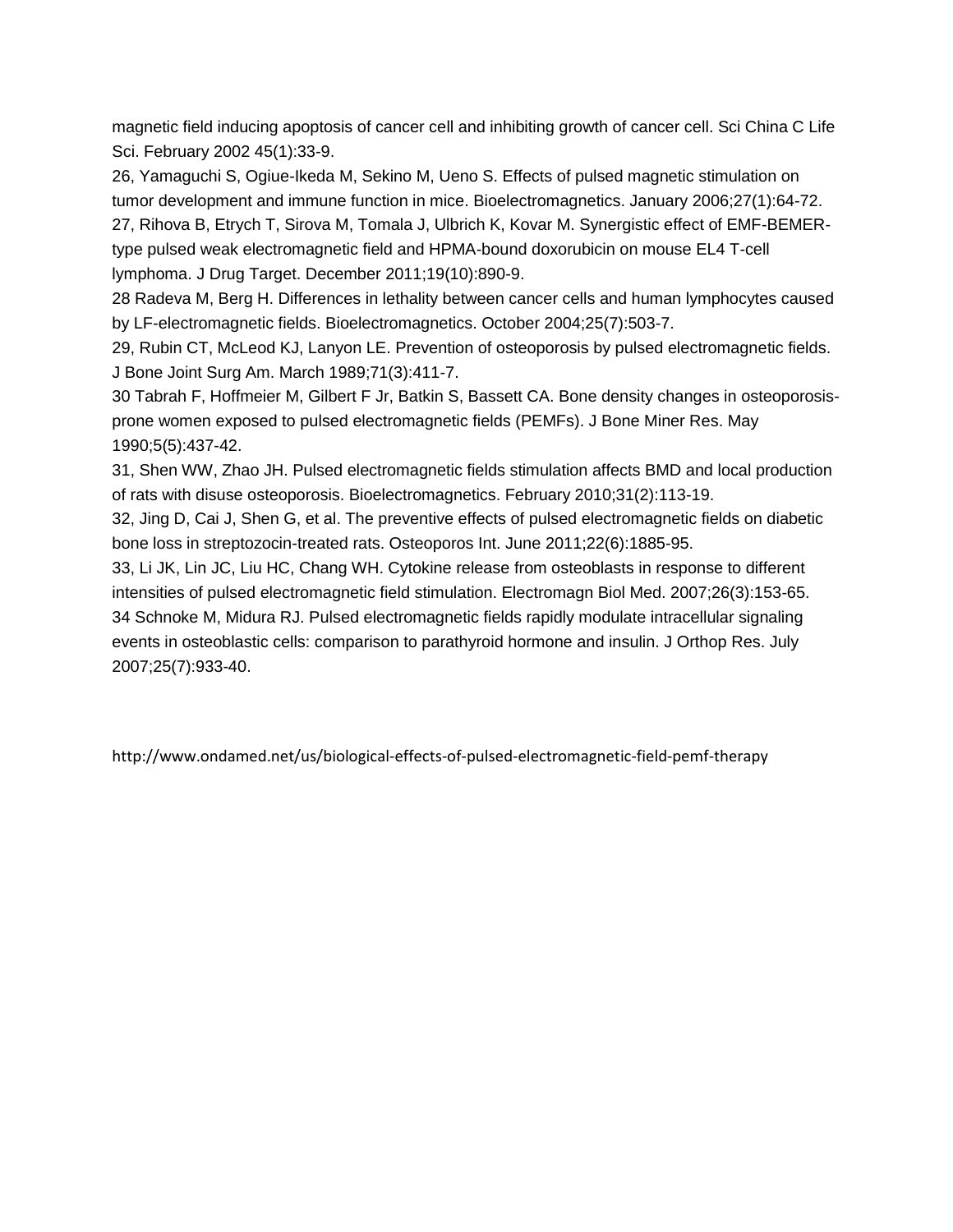magnetic field inducing apoptosis of cancer cell and inhibiting growth of cancer cell. Sci China C Life Sci. February 2002 45(1):33-9.

26, Yamaguchi S, Ogiue-Ikeda M, Sekino M, Ueno S. Effects of pulsed magnetic stimulation on tumor development and immune function in mice. Bioelectromagnetics. January 2006;27(1):64-72.

27, Rihova B, Etrych T, Sirova M, Tomala J, Ulbrich K, Kovar M. Synergistic effect of EMF-BEMER-type pulsed weak electromagnetic field and HPMA-bound doxorubicin on mouse EL4 T-cell lymphoma. J Drug Target. December 2011;19(10):890-9.

28 Radeva M, Berg H. Differences in lethality between cancer cells and human lymphocytes caused by LF-electromagnetic fields. Bioelectromagnetics. October 2004;25(7):503-7.

29, Rubin CT, McLeod KJ, Lanyon LE. Prevention of osteoporosis by pulsed electromagnetic fields. J Bone Joint Surg Am. March 1989;71(3):411-7.

30 Tabrah F, Hoffmeier M, Gilbert F Jr, Batkin S, Bassett CA. Bone density changes in osteoporosis-prone women exposed to pulsed electromagnetic fields (PEMFs). J Bone Miner Res. May 1990;5(5):437-42.

31, Shen WW, Zhao JH. Pulsed electromagnetic fields stimulation affects BMD and local production of rats with disuse osteoporosis. Bioelectromagnetics. February 2010;31(2):113-19.

32, Jing D, Cai J, Shen G, et al. The preventive effects of pulsed electromagnetic fields on diabetic bone loss in streptozocin-treated rats. Osteoporos Int. June 2011;22(6):1885-95.

33, Li JK, Lin JC, Liu HC, Chang WH. Cytokine release from osteoblasts in response to different intensities of pulsed electromagnetic field stimulation. Electromagn Biol Med. 2007;26(3):153-65.

34 Schnoke M, Midura RJ. Pulsed electromagnetic fields rapidly modulate intracellular signaling events in osteoblastic cells: comparison to parathyroid hormone and insulin. J Orthop Res. July 2007;25(7):933-40.

http://www.ondamed.net/us/biological-effects-of-pulsed-electromagnetic-field-pemf-therapy